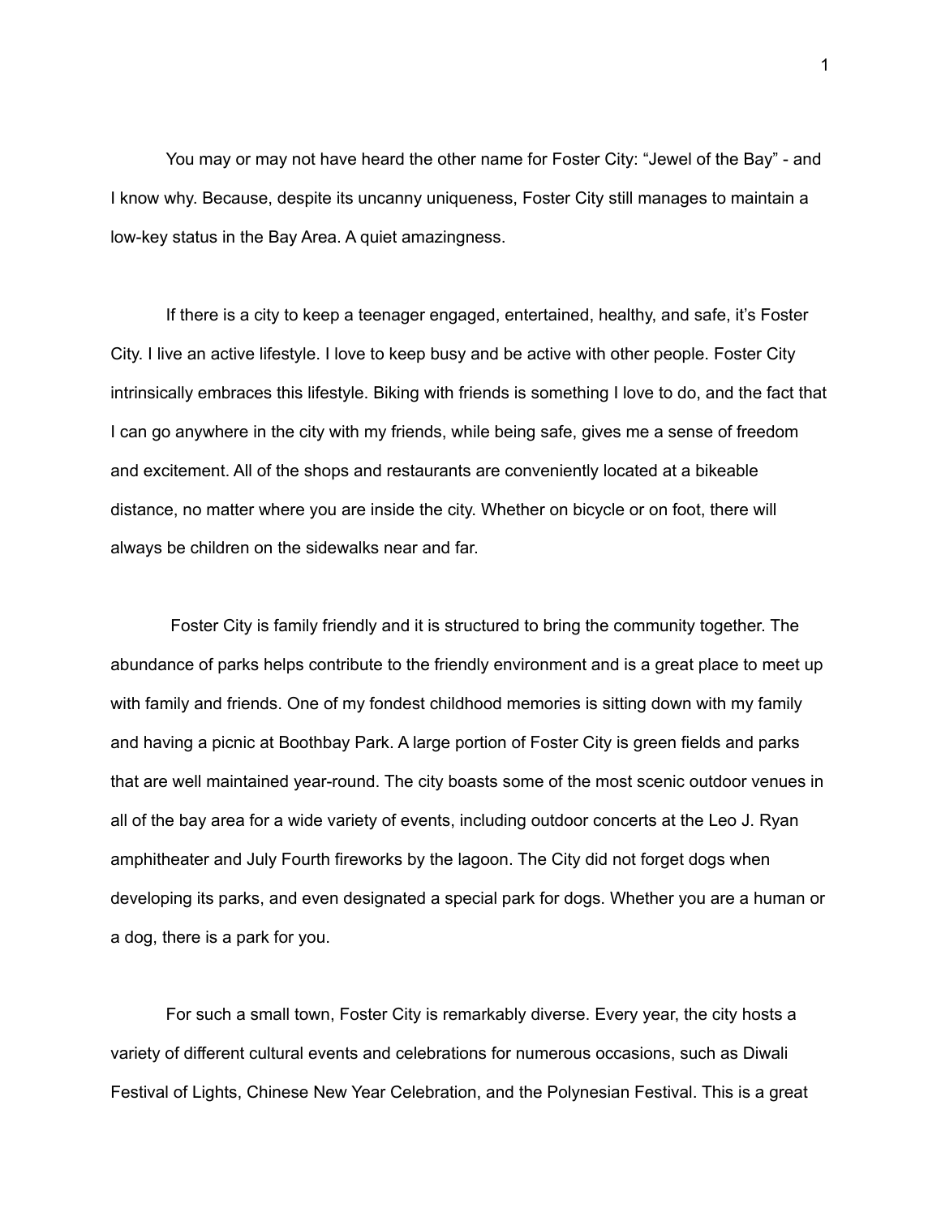You may or may not have heard the other name for Foster City: "Jewel of the Bay" - and I know why. Because, despite its uncanny uniqueness, Foster City still manages to maintain a low-key status in the Bay Area. A quiet amazingness.

If there is a city to keep a teenager engaged, entertained, healthy, and safe, it's Foster City. I live an active lifestyle. I love to keep busy and be active with other people. Foster City intrinsically embraces this lifestyle. Biking with friends is something I love to do, and the fact that I can go anywhere in the city with my friends, while being safe, gives me a sense of freedom and excitement. All of the shops and restaurants are conveniently located at a bikeable distance, no matter where you are inside the city. Whether on bicycle or on foot, there will always be children on the sidewalks near and far.

Foster City is family friendly and it is structured to bring the community together. The abundance of parks helps contribute to the friendly environment and is a great place to meet up with family and friends. One of my fondest childhood memories is sitting down with my family and having a picnic at Boothbay Park. A large portion of Foster City is green fields and parks that are well maintained year-round. The city boasts some of the most scenic outdoor venues in all of the bay area for a wide variety of events, including outdoor concerts at the Leo J. Ryan amphitheater and July Fourth fireworks by the lagoon. The City did not forget dogs when developing its parks, and even designated a special park for dogs. Whether you are a human or a dog, there is a park for you.

For such a small town, Foster City is remarkably diverse. Every year, the city hosts a variety of different cultural events and celebrations for numerous occasions, such as Diwali Festival of Lights, Chinese New Year Celebration, and the Polynesian Festival. This is a great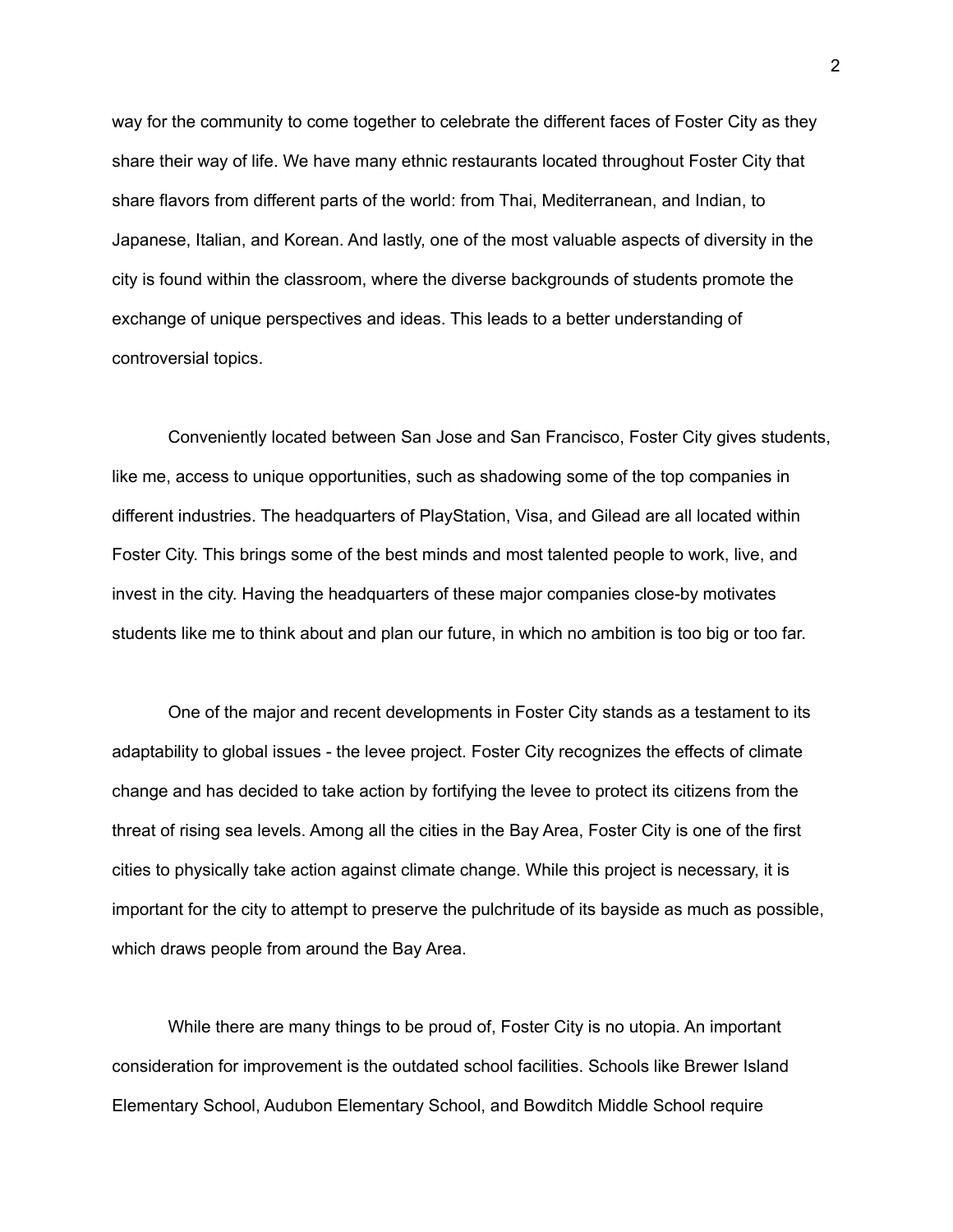way for the community to come together to celebrate the different faces of Foster City as they share their way of life. We have many ethnic restaurants located throughout Foster City that share flavors from different parts of the world: from Thai, Mediterranean, and Indian, to Japanese, Italian, and Korean. And lastly, one of the most valuable aspects of diversity in the city is found within the classroom, where the diverse backgrounds of students promote the exchange of unique perspectives and ideas. This leads to a better understanding of controversial topics.

Conveniently located between San Jose and San Francisco, Foster City gives students, like me, access to unique opportunities, such as shadowing some of the top companies in different industries. The headquarters of PlayStation, Visa, and Gilead are all located within Foster City. This brings some of the best minds and most talented people to work, live, and invest in the city. Having the headquarters of these major companies close-by motivates students like me to think about and plan our future, in which no ambition is too big or too far.

One of the major and recent developments in Foster City stands as a testament to its adaptability to global issues - the levee project. Foster City recognizes the effects of climate change and has decided to take action by fortifying the levee to protect its citizens from the threat of rising sea levels. Among all the cities in the Bay Area, Foster City is one of the first cities to physically take action against climate change. While this project is necessary, it is important for the city to attempt to preserve the pulchritude of its bayside as much as possible, which draws people from around the Bay Area.

While there are many things to be proud of, Foster City is no utopia. An important consideration for improvement is the outdated school facilities. Schools like Brewer Island Elementary School, Audubon Elementary School, and Bowditch Middle School require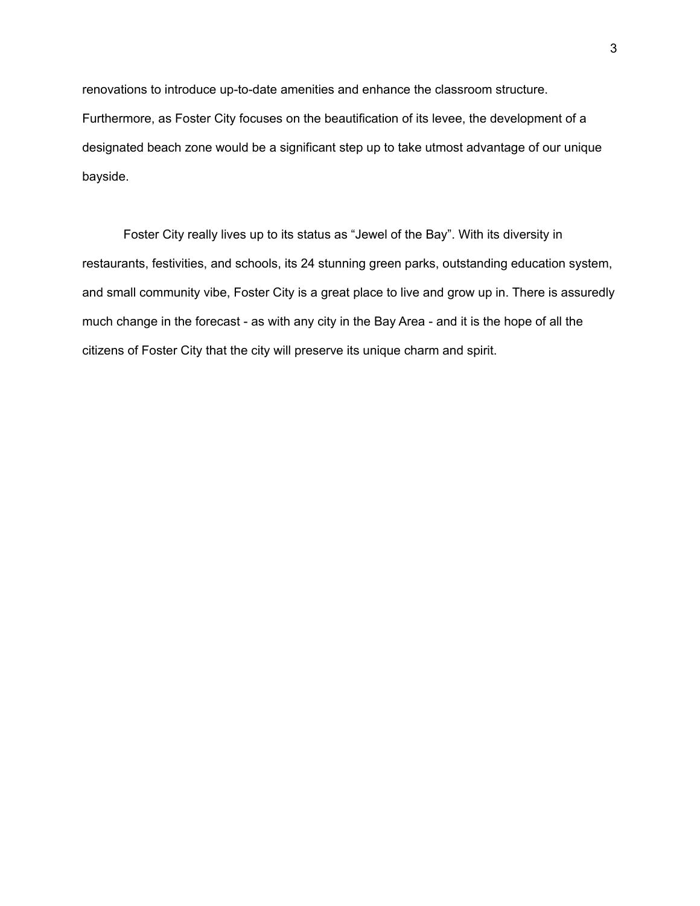renovations to introduce up-to-date amenities and enhance the classroom structure. Furthermore, as Foster City focuses on the beautification of its levee, the development of a designated beach zone would be a significant step up to take utmost advantage of our unique bayside.

Foster City really lives up to its status as “Jewel of the Bay”. With its diversity in restaurants, festivities, and schools, its 24 stunning green parks, outstanding education system, and small community vibe, Foster City is a great place to live and grow up in. There is assuredly much change in the forecast - as with any city in the Bay Area - and it is the hope of all the citizens of Foster City that the city will preserve its unique charm and spirit.